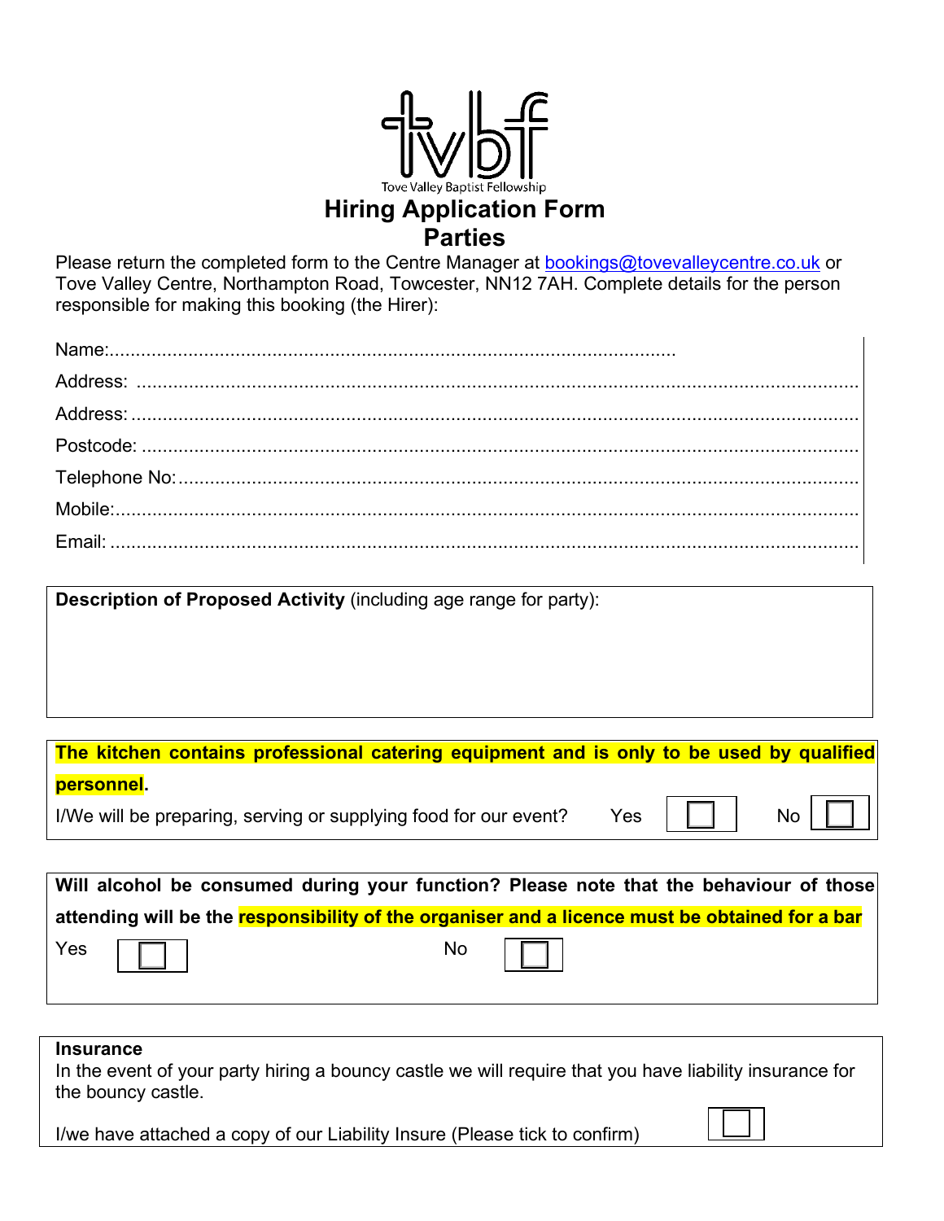tvbf

Tove Valley Baptist Fellowship

# Hiring Application Form
## Parties

Please return the completed form to the Centre Manager at bookings@tovevalleycentre.co.uk or Tove Valley Centre, Northampton Road, Towcester, NN12 7AH. Complete details for the person responsible for making this booking (the Hirer):

Name:...........................................................................................................

Address: ..........................................................................................................................

Address: ..........................................................................................................................

Postcode: ..........................................................................................................................

Telephone No:....................................................................................................................

Mobile:...............................................................................................................................

Email: ................................................................................................................................

**Description of Proposed Activity** (including age range for party):

**The kitchen contains professional catering equipment and is only to be used by qualified personnel**.

I/We will be preparing, serving or supplying food for our event? Yes ☐ No ☐

**Will alcohol be consumed during your function? Please note that the behaviour of those attending will be the responsibility of the organiser and a licence must be obtained for a bar**

Yes ☐ No ☐

**Insurance**

In the event of your party hiring a bouncy castle we will require that you have liability insurance for the bouncy castle.

I/we have attached a copy of our Liability Insure (Please tick to confirm) ☐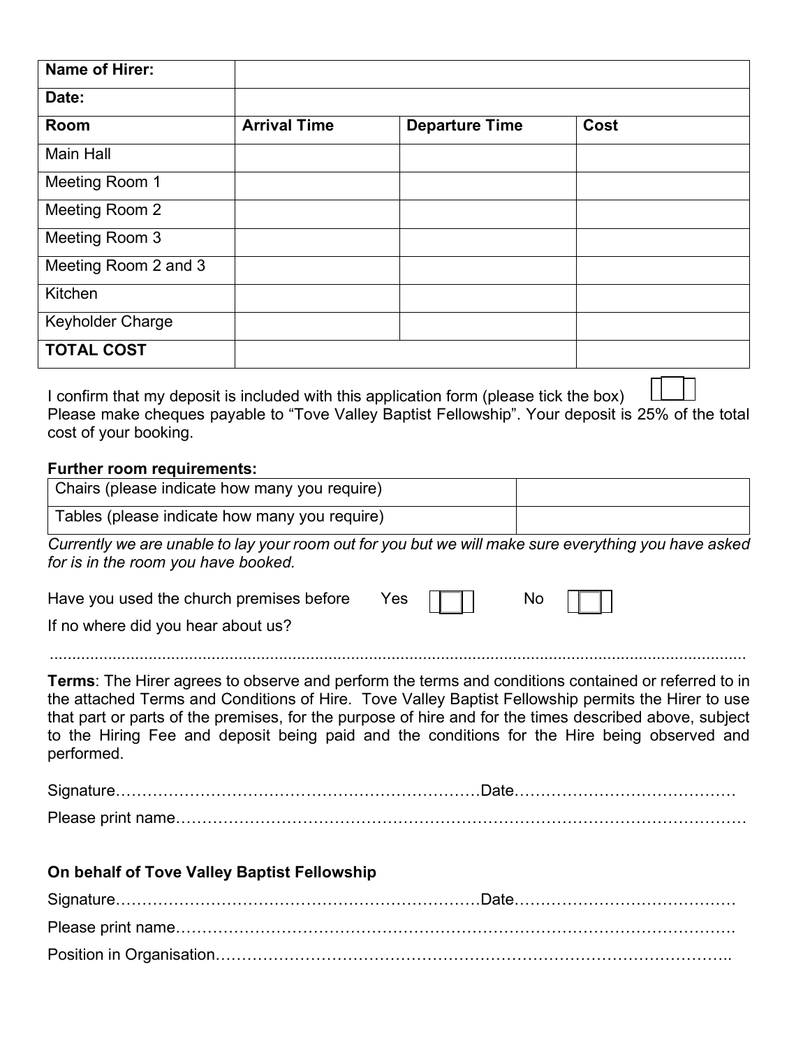| | | | |
|---|---|---|---|
| **Name of Hirer:** | | | |
| **Date:** | | | |
| **Room** | **Arrival Time** | **Departure Time** | **Cost** |
| Main Hall | | | |
| Meeting Room 1 | | | |
| Meeting Room 2 | | | |
| Meeting Room 3 | | | |
| Meeting Room 2 and 3 | | | |
| Kitchen | | | |
| Keyholder Charge | | | |
| **TOTAL COST** | | | |

I confirm that my deposit is included with this application form (please tick the box) ☐
Please make cheques payable to "Tove Valley Baptist Fellowship". Your deposit is 25% of the total cost of your booking.

**Further room requirements:**

| | |
|---|---|
| Chairs (please indicate how many you require) | |
| Tables (please indicate how many you require) | |

*Currently we are unable to lay your room out for you but we will make sure everything you have asked for is in the room you have booked.*

Have you used the church premises before Yes ☐ No ☐

If no where did you hear about us?

..........................................................................................................................................................

**Terms**: The Hirer agrees to observe and perform the terms and conditions contained or referred to in the attached Terms and Conditions of Hire. Tove Valley Baptist Fellowship permits the Hirer to use that part or parts of the premises, for the purpose of hire and for the times described above, subject to the Hiring Fee and deposit being paid and the conditions for the Hire being observed and performed.

Signature……………………………………………………………Date……………………………………

Please print name……………………………………………………………………………………………

**On behalf of Tove Valley Baptist Fellowship**

Signature……………………………………………………………Date……………………………………

Please print name…………………………………………………………………………………………

Position in Organisation……………………………………………………………………………….